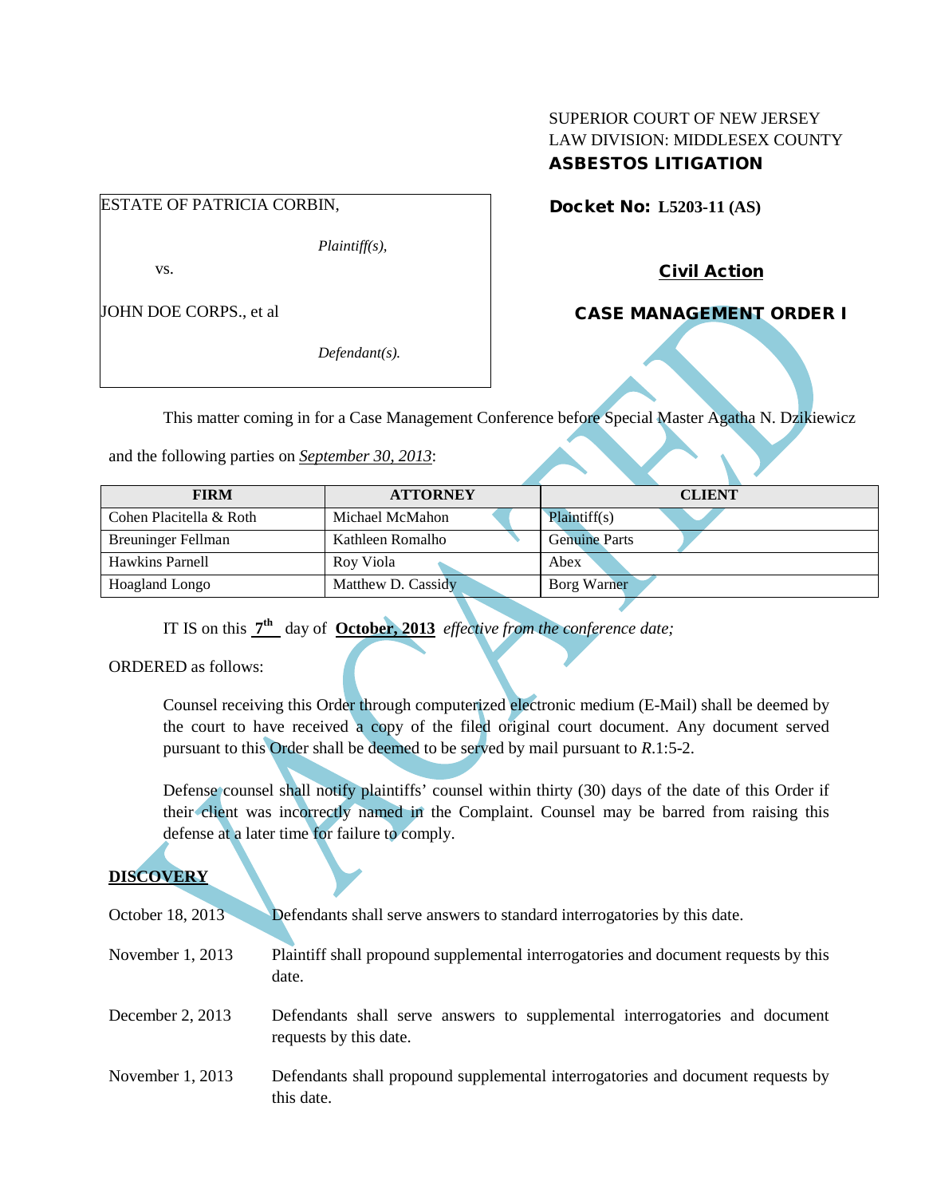SUPERIOR COURT OF NEW JERSEY
LAW DIVISION: MIDDLESEX COUNTY
**ASBESTOS LITIGATION**

ESTATE OF PATRICIA CORBIN,

*Plaintiff(s),*

vs.

JOHN DOE CORPS., et al

*Defendant(s).*

**Docket No: L5203-11 (AS)**

**Civil Action**

**CASE MANAGEMENT ORDER I**

This matter coming in for a Case Management Conference before Special Master Agatha N. Dzikiewicz and the following parties on *September 30, 2013*:

| FIRM | ATTORNEY | CLIENT |
|---|---|---|
| Cohen Placitella & Roth | Michael McMahon | Plaintiff(s) |
| Breuninger Fellman | Kathleen Romalho | Genuine Parts |
| Hawkins Parnell | Roy Viola | Abex |
| Hoagland Longo | Matthew D. Cassidy | Borg Warner |

IT IS on this **7th** day of **October, 2013** *effective from the conference date;*

ORDERED as follows:

Counsel receiving this Order through computerized electronic medium (E-Mail) shall be deemed by the court to have received a copy of the filed original court document. Any document served pursuant to this Order shall be deemed to be served by mail pursuant to *R*.1:5-2.

Defense counsel shall notify plaintiffs' counsel within thirty (30) days of the date of this Order if their client was incorrectly named in the Complaint. Counsel may be barred from raising this defense at a later time for failure to comply.

**DISCOVERY**

October 18, 2013 — Defendants shall serve answers to standard interrogatories by this date.

November 1, 2013 — Plaintiff shall propound supplemental interrogatories and document requests by this date.

December 2, 2013 — Defendants shall serve answers to supplemental interrogatories and document requests by this date.

November 1, 2013 — Defendants shall propound supplemental interrogatories and document requests by this date.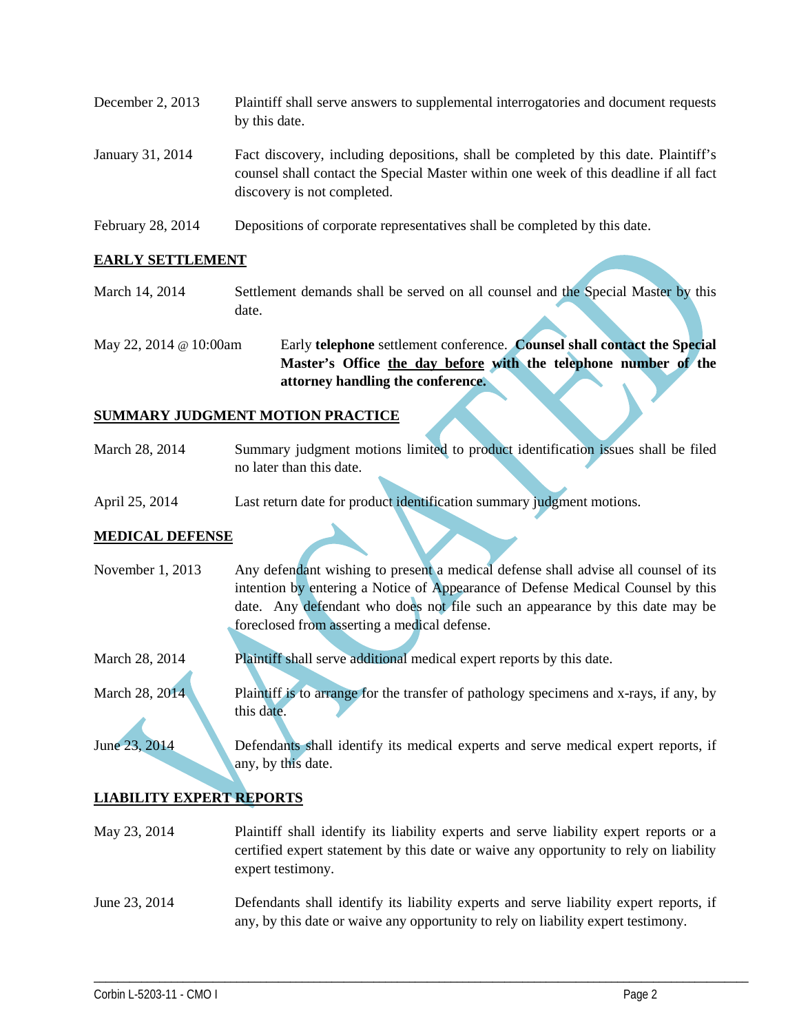December 2, 2013 Plaintiff shall serve answers to supplemental interrogatories and document requests by this date.

January 31, 2014 Fact discovery, including depositions, shall be completed by this date. Plaintiff's counsel shall contact the Special Master within one week of this deadline if all fact discovery is not completed.

February 28, 2014 Depositions of corporate representatives shall be completed by this date.

**EARLY SETTLEMENT**

March 14, 2014 Settlement demands shall be served on all counsel and the Special Master by this date.

May 22, 2014 @ 10:00am Early **telephone** settlement conference. **Counsel shall contact the Special Master's Office the day before with the telephone number of the attorney handling the conference.**

**SUMMARY JUDGMENT MOTION PRACTICE**

March 28, 2014 Summary judgment motions limited to product identification issues shall be filed no later than this date.

April 25, 2014 Last return date for product identification summary judgment motions.

**MEDICAL DEFENSE**

November 1, 2013 Any defendant wishing to present a medical defense shall advise all counsel of its intention by entering a Notice of Appearance of Defense Medical Counsel by this date. Any defendant who does not file such an appearance by this date may be foreclosed from asserting a medical defense.

March 28, 2014 Plaintiff shall serve additional medical expert reports by this date.

March 28, 2014 Plaintiff is to arrange for the transfer of pathology specimens and x-rays, if any, by this date.

June 23, 2014 Defendants shall identify its medical experts and serve medical expert reports, if any, by this date.

**LIABILITY EXPERT REPORTS**

May 23, 2014 Plaintiff shall identify its liability experts and serve liability expert reports or a certified expert statement by this date or waive any opportunity to rely on liability expert testimony.

June 23, 2014 Defendants shall identify its liability experts and serve liability expert reports, if any, by this date or waive any opportunity to rely on liability expert testimony.

VACATED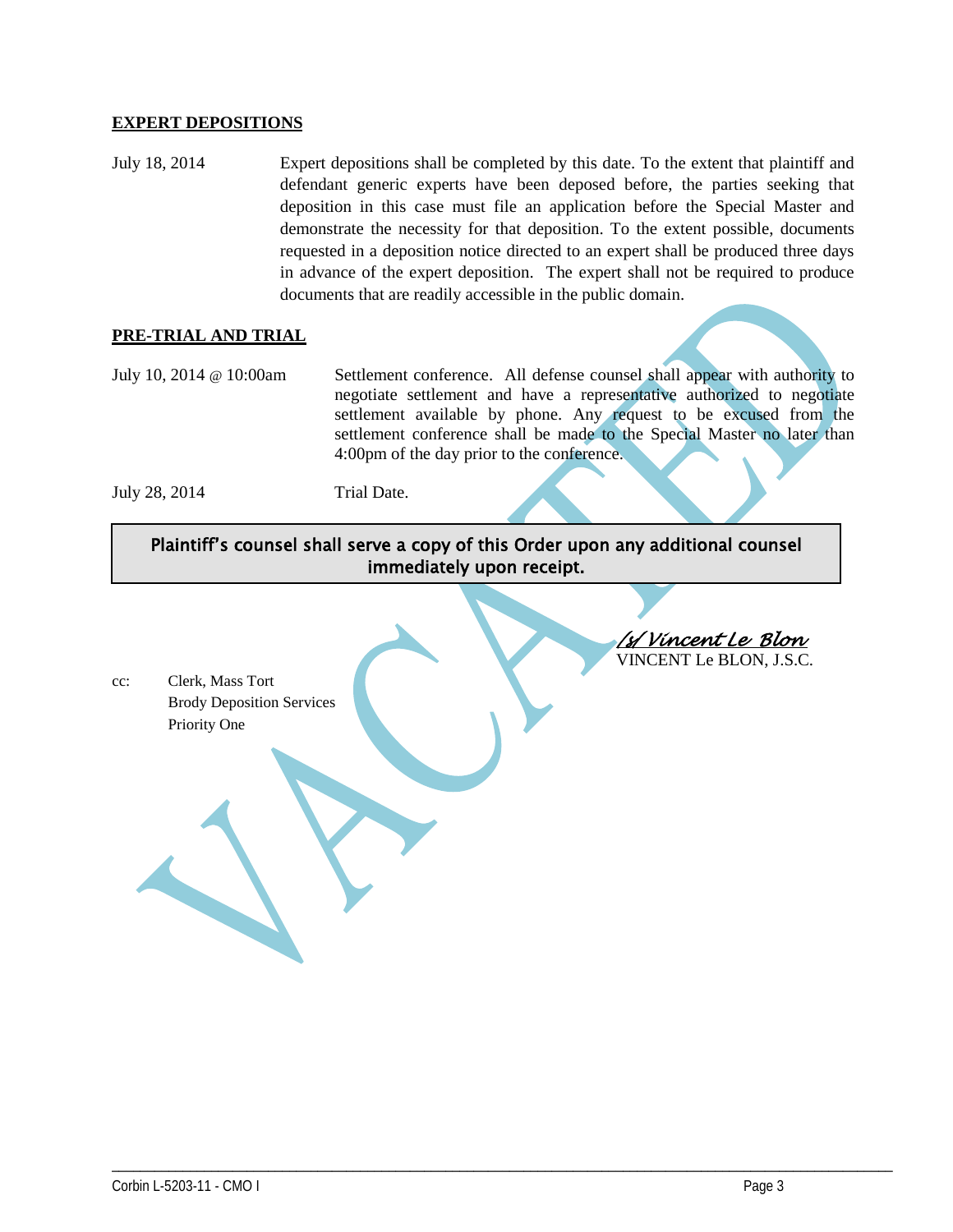**EXPERT DEPOSITIONS**

| | |
|---|---|
| July 18, 2014 | Expert depositions shall be completed by this date. To the extent that plaintiff and defendant generic experts have been deposed before, the parties seeking that deposition in this case must file an application before the Special Master and demonstrate the necessity for that deposition. To the extent possible, documents requested in a deposition notice directed to an expert shall be produced three days in advance of the expert deposition. The expert shall not be required to produce documents that are readily accessible in the public domain. |

**PRE-TRIAL AND TRIAL**

| | |
|---|---|
| July 10, 2014 @ 10:00am | Settlement conference. All defense counsel shall appear with authority to negotiate settlement and have a representative authorized to negotiate settlement available by phone. Any request to be excused from the settlement conference shall be made to the Special Master no later than 4:00pm of the day prior to the conference. |
| July 28, 2014 | Trial Date. |

**Plaintiff's counsel shall serve a copy of this Order upon any additional counsel immediately upon receipt.**

VACATED

/s/ Vincent Le Blon
VINCENT Le BLON, J.S.C.

cc: Clerk, Mass Tort
Brody Deposition Services
Priority One